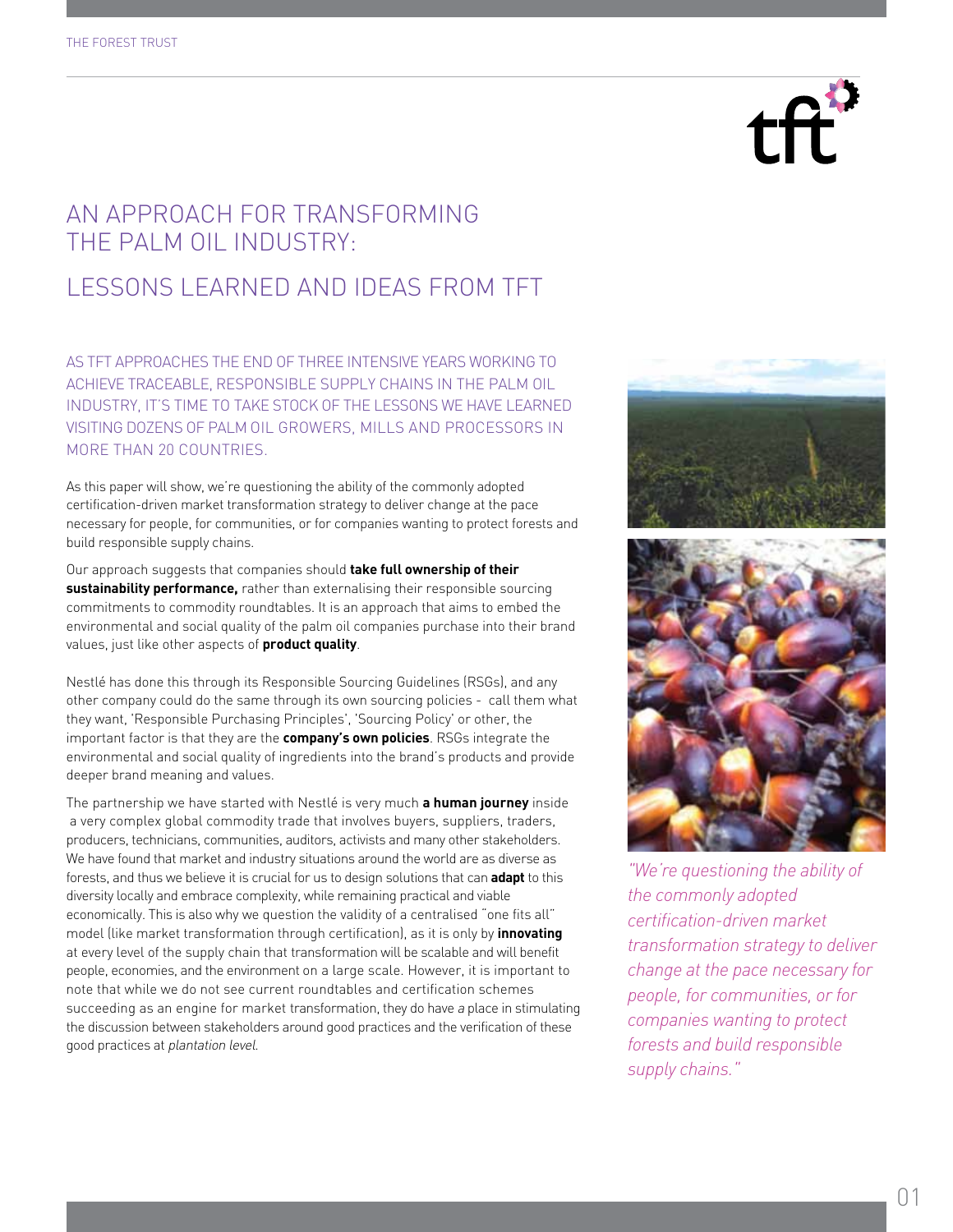# AN APPROACH FOR TRANSFORMING THE PALM OIL INDUSTRY:

## LESSONS LEARNED AND IDEAS FROM TFT

AS TFT APPROACHES THE END OF THREE INTENSIVE YEARS WORKING TO ACHIEVE TRACEABLE, RESPONSIBLE SUPPLY CHAINS IN THE PALM OIL INDUSTRY, IT'S TIME TO TAKE STOCK OF THE LESSONS WE HAVE LEARNED VISITING DOZENS OF PALM OIL GROWERS, MILLS AND PROCESSORS IN MORE THAN 20 COUNTRIES.

As this paper will show, we're questioning the ability of the commonly adopted certification-driven market transformation strategy to deliver change at the pace necessary for people, for communities, or for companies wanting to protect forests and build responsible supply chains.

Our approach suggests that companies should **take full ownership of their sustainability performance,** rather than externalising their responsible sourcing commitments to commodity roundtables. It is an approach that aims to embed the environmental and social quality of the palm oil companies purchase into their brand values, just like other aspects of **product quality**.

Nestlé has done this through its Responsible Sourcing Guidelines (RSGs), and any other company could do the same through its own sourcing policies - call them what they want, 'Responsible Purchasing Principles', 'Sourcing Policy' or other, the important factor is that they are the **company's own policies**. RSGs integrate the environmental and social quality of ingredients into the brand's products and provide deeper brand meaning and values.

The partnership we have started with Nestlé is very much **a human journey** inside a very complex global commodity trade that involves buyers, suppliers, traders, producers, technicians, communities, auditors, activists and many other stakeholders. We have found that market and industry situations around the world are as diverse as forests, and thus we believe it is crucial for us to design solutions that can **adapt** to this diversity locally and embrace complexity, while remaining practical and viable economically. This is also why we question the validity of a centralised "one fits all" model (like market transformation through certification), as it is only by **innovating** at every level of the supply chain that transformation will be scalable and will benefit people, economies, and the environment on a large scale. However, it is important to note that while we do not see current roundtables and certification schemes succeeding as an engine for market transformation, they do have *a* place in stimulating the discussion between stakeholders around good practices and the verification of these good practices at *plantation level*.

*"We're questioning the ability of the commonly adopted certification-driven market transformation strategy to deliver change at the pace necessary for people, for communities, or for companies wanting to protect forests and build responsible supply chains."*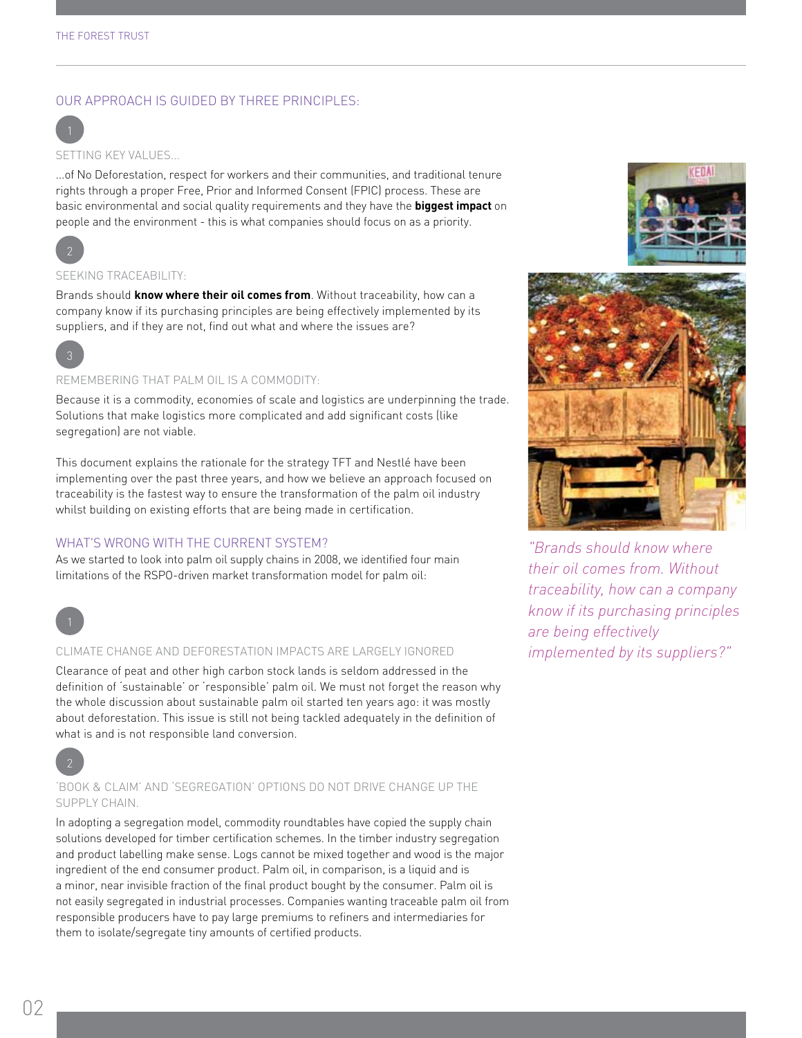## OUR APPROACH IS GUIDED BY THREE PRINCIPLES:

1

### SETTING KEY VALUES...

...of No Deforestation, respect for workers and their communities, and traditional tenure rights through a proper Free, Prior and Informed Consent (FPIC) process. These are basic environmental and social quality requirements and they have the **biggest impact** on people and the environment - this is what companies should focus on as a priority.

2

### SEEKING TRACEABILITY:

Brands should **know where their oil comes from**. Without traceability, how can a company know if its purchasing principles are being effectively implemented by its suppliers, and if they are not, find out what and where the issues are?

3

### REMEMBERING THAT PALM OIL IS A COMMODITY:

Because it is a commodity, economies of scale and logistics are underpinning the trade. Solutions that make logistics more complicated and add significant costs (like segregation) are not viable.

This document explains the rationale for the strategy TFT and Nestlé have been implementing over the past three years, and how we believe an approach focused on traceability is the fastest way to ensure the transformation of the palm oil industry whilst building on existing efforts that are being made in certification.

## WHAT'S WRONG WITH THE CURRENT SYSTEM?

As we started to look into palm oil supply chains in 2008, we identified four main limitations of the RSPO-driven market transformation model for palm oil:

1

### CLIMATE CHANGE AND DEFORESTATION IMPACTS ARE LARGELY IGNORED

Clearance of peat and other high carbon stock lands is seldom addressed in the definition of 'sustainable' or 'responsible' palm oil. We must not forget the reason why the whole discussion about sustainable palm oil started ten years ago: it was mostly about deforestation. This issue is still not being tackled adequately in the definition of what is and is not responsible land conversion.

2

### 'BOOK & CLAIM' AND 'SEGREGATION' OPTIONS DO NOT DRIVE CHANGE UP THE SUPPLY CHAIN.

In adopting a segregation model, commodity roundtables have copied the supply chain solutions developed for timber certification schemes. In the timber industry segregation and product labelling make sense. Logs cannot be mixed together and wood is the major ingredient of the end consumer product. Palm oil, in comparison, is a liquid and is a minor, near invisible fraction of the final product bought by the consumer. Palm oil is not easily segregated in industrial processes. Companies wanting traceable palm oil from responsible producers have to pay large premiums to refiners and intermediaries for them to isolate/segregate tiny amounts of certified products.

*"Brands should know where their oil comes from. Without traceability, how can a company know if its purchasing principles are being effectively implemented by its suppliers?"*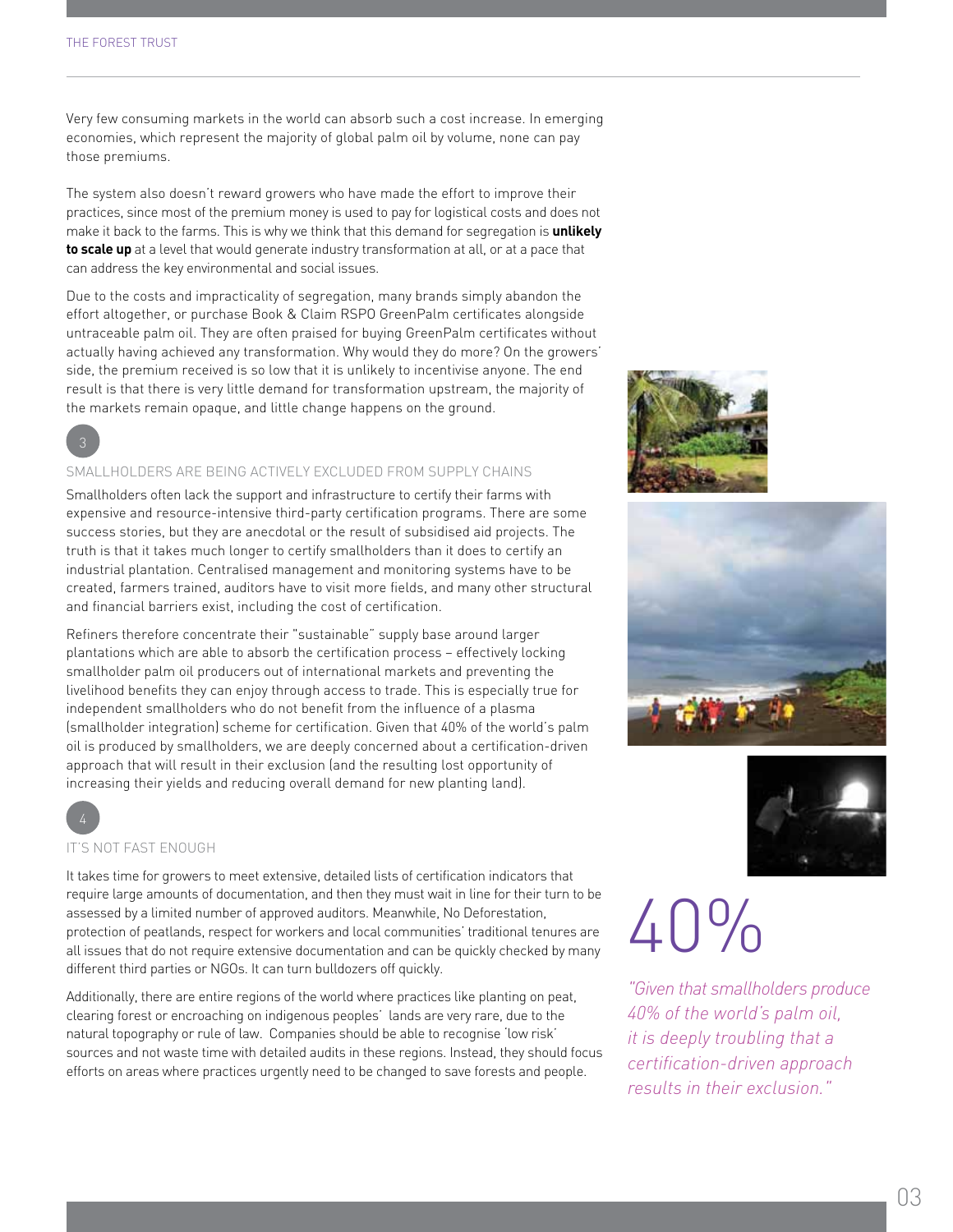Very few consuming markets in the world can absorb such a cost increase. In emerging economies, which represent the majority of global palm oil by volume, none can pay those premiums.

The system also doesn't reward growers who have made the effort to improve their practices, since most of the premium money is used to pay for logistical costs and does not make it back to the farms. This is why we think that this demand for segregation is **unlikely to scale up** at a level that would generate industry transformation at all, or at a pace that can address the key environmental and social issues.

Due to the costs and impracticality of segregation, many brands simply abandon the effort altogether, or purchase Book & Claim RSPO GreenPalm certificates alongside untraceable palm oil. They are often praised for buying GreenPalm certificates without actually having achieved any transformation. Why would they do more? On the growers' side, the premium received is so low that it is unlikely to incentivise anyone. The end result is that there is very little demand for transformation upstream, the majority of the markets remain opaque, and little change happens on the ground.

## 3

### SMALLHOLDERS ARE BEING ACTIVELY EXCLUDED FROM SUPPLY CHAINS

Smallholders often lack the support and infrastructure to certify their farms with expensive and resource-intensive third-party certification programs. There are some success stories, but they are anecdotal or the result of subsidised aid projects. The truth is that it takes much longer to certify smallholders than it does to certify an industrial plantation. Centralised management and monitoring systems have to be created, farmers trained, auditors have to visit more fields, and many other structural and financial barriers exist, including the cost of certification.

Refiners therefore concentrate their "sustainable" supply base around larger plantations which are able to absorb the certification process – effectively locking smallholder palm oil producers out of international markets and preventing the livelihood benefits they can enjoy through access to trade. This is especially true for independent smallholders who do not benefit from the influence of a plasma (smallholder integration) scheme for certification. Given that 40% of the world's palm oil is produced by smallholders, we are deeply concerned about a certification-driven approach that will result in their exclusion (and the resulting lost opportunity of increasing their yields and reducing overall demand for new planting land).

## 4

### IT'S NOT FAST ENOUGH

It takes time for growers to meet extensive, detailed lists of certification indicators that require large amounts of documentation, and then they must wait in line for their turn to be assessed by a limited number of approved auditors. Meanwhile, No Deforestation, protection of peatlands, respect for workers and local communities' traditional tenures are all issues that do not require extensive documentation and can be quickly checked by many different third parties or NGOs. It can turn bulldozers off quickly.

Additionally, there are entire regions of the world where practices like planting on peat, clearing forest or encroaching on indigenous peoples' lands are very rare, due to the natural topography or rule of law. Companies should be able to recognise 'low risk' sources and not waste time with detailed audits in these regions. Instead, they should focus efforts on areas where practices urgently need to be changed to save forests and people.

# 40%

*"Given that smallholders produce 40% of the world's palm oil, it is deeply troubling that a certification-driven approach results in their exclusion."*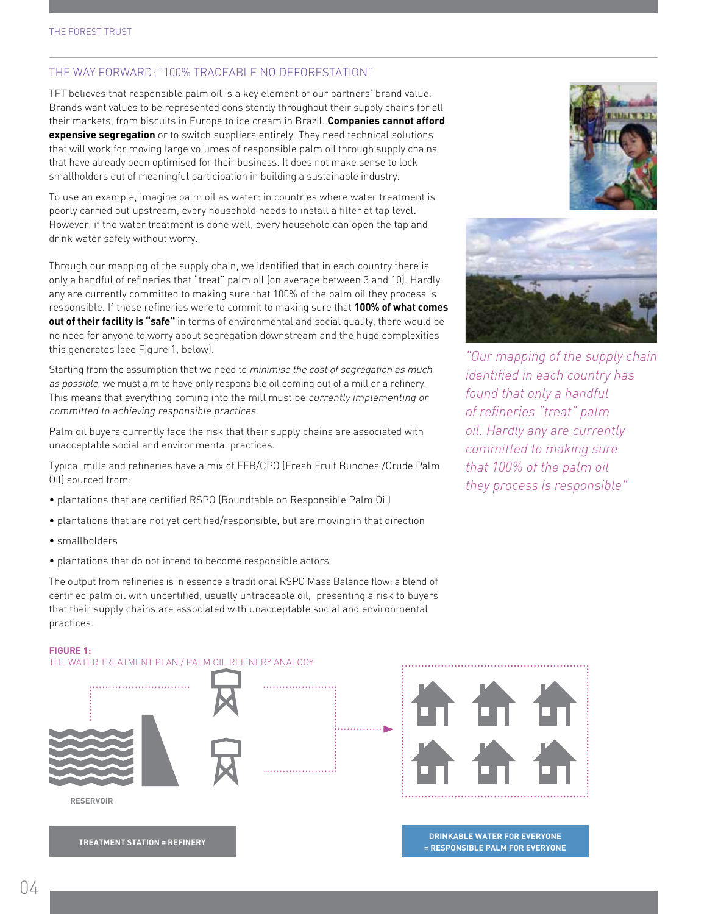## THE WAY FORWARD: "100% TRACEABLE NO DEFORESTATION"

TFT believes that responsible palm oil is a key element of our partners' brand value. Brands want values to be represented consistently throughout their supply chains for all their markets, from biscuits in Europe to ice cream in Brazil. **Companies cannot afford expensive segregation** or to switch suppliers entirely. They need technical solutions that will work for moving large volumes of responsible palm oil through supply chains that have already been optimised for their business. It does not make sense to lock smallholders out of meaningful participation in building a sustainable industry.

To use an example, imagine palm oil as water: in countries where water treatment is poorly carried out upstream, every household needs to install a filter at tap level. However, if the water treatment is done well, every household can open the tap and drink water safely without worry.

Through our mapping of the supply chain, we identified that in each country there is only a handful of refineries that "treat" palm oil (on average between 3 and 10). Hardly any are currently committed to making sure that 100% of the palm oil they process is responsible. If those refineries were to commit to making sure that **100% of what comes out of their facility is "safe"** in terms of environmental and social quality, there would be no need for anyone to worry about segregation downstream and the huge complexities this generates (see Figure 1, below).

Starting from the assumption that we need to *minimise the cost of segregation as much as possible*, we must aim to have only responsible oil coming out of a mill or a refinery. This means that everything coming into the mill must be *currently implementing or committed to achieving responsible practices.*

Palm oil buyers currently face the risk that their supply chains are associated with unacceptable social and environmental practices.

Typical mills and refineries have a mix of FFB/CPO (Fresh Fruit Bunches /Crude Palm Oil) sourced from:

- plantations that are certified RSPO (Roundtable on Responsible Palm Oil)
- plantations that are not yet certified/responsible, but are moving in that direction
- smallholders
- plantations that do not intend to become responsible actors

The output from refineries is in essence a traditional RSPO Mass Balance flow: a blend of certified palm oil with uncertified, usually untraceable oil, presenting a risk to buyers that their supply chains are associated with unacceptable social and environmental practices.

*"Our mapping of the supply chain identified in each country has found that only a handful of refineries "treat" palm oil. Hardly any are currently committed to making sure that 100% of the palm oil they process is responsible"*

**FIGURE 1:**
THE WATER TREATMENT PLAN / PALM OIL REFINERY ANALOGY

RESERVOIR

TREATMENT STATION = REFINERY

DRINKABLE WATER FOR EVERYONE = RESPONSIBLE PALM FOR EVERYONE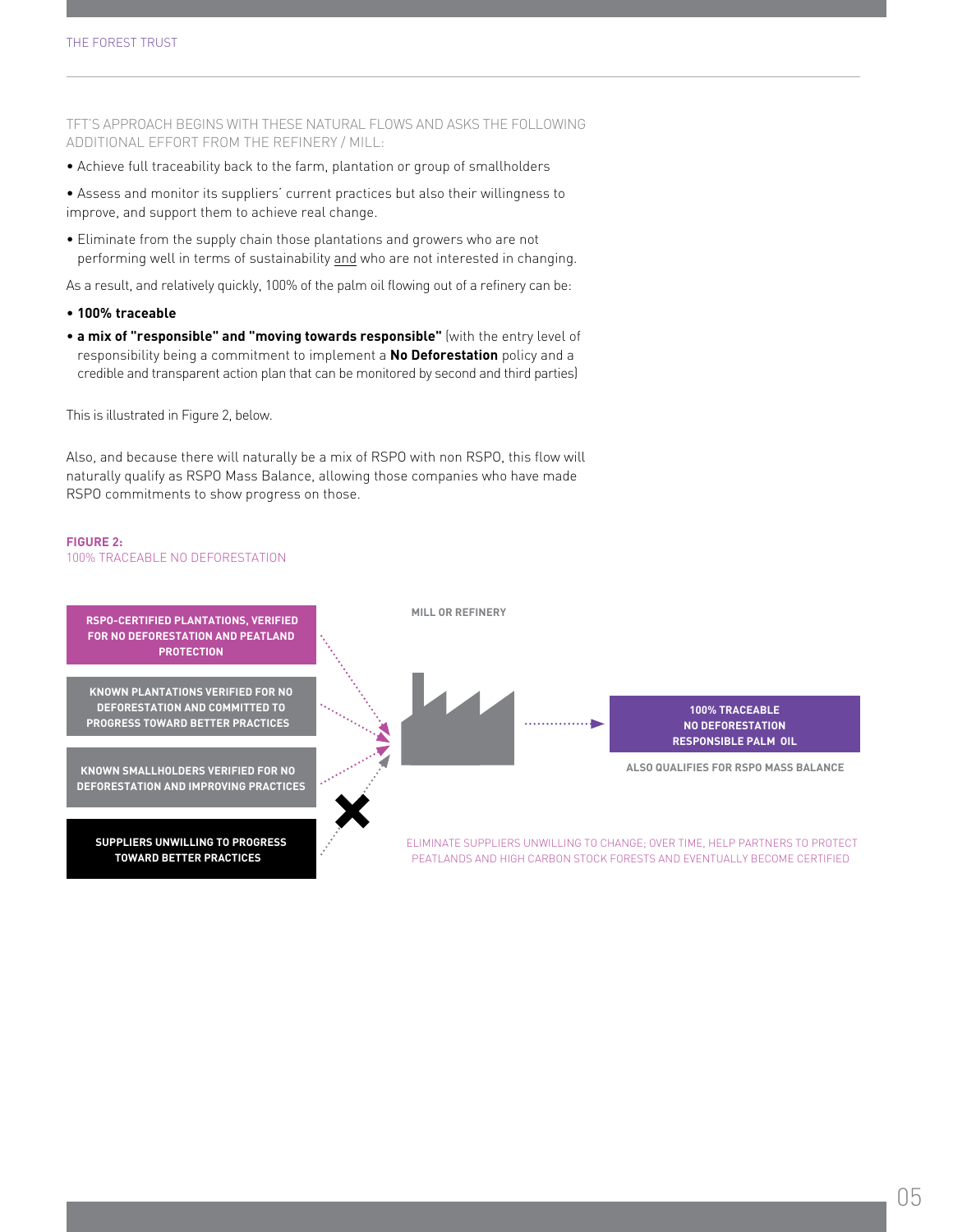TFT'S APPROACH BEGINS WITH THESE NATURAL FLOWS AND ASKS THE FOLLOWING ADDITIONAL EFFORT FROM THE REFINERY / MILL:

- Achieve full traceability back to the farm, plantation or group of smallholders
- Assess and monitor its suppliers' current practices but also their willingness to improve, and support them to achieve real change.
- Eliminate from the supply chain those plantations and growers who are not performing well in terms of sustainability and who are not interested in changing.

As a result, and relatively quickly, 100% of the palm oil flowing out of a refinery can be:

- **100% traceable**
- **a mix of "responsible" and "moving towards responsible"** (with the entry level of responsibility being a commitment to implement a **No Deforestation** policy and a credible and transparent action plan that can be monitored by second and third parties)

This is illustrated in Figure 2, below.

Also, and because there will naturally be a mix of RSPO with non RSPO, this flow will naturally qualify as RSPO Mass Balance, allowing those companies who have made RSPO commitments to show progress on those.

**FIGURE 2:**
100% TRACEABLE NO DEFORESTATION

RSPO-CERTIFIED PLANTATIONS, VERIFIED FOR NO DEFORESTATION AND PEATLAND PROTECTION

KNOWN PLANTATIONS VERIFIED FOR NO DEFORESTATION AND COMMITTED TO PROGRESS TOWARD BETTER PRACTICES

KNOWN SMALLHOLDERS VERIFIED FOR NO DEFORESTATION AND IMPROVING PRACTICES

SUPPLIERS UNWILLING TO PROGRESS TOWARD BETTER PRACTICES

MILL OR REFINERY

100% TRACEABLE NO DEFORESTATION RESPONSIBLE PALM OIL

ALSO QUALIFIES FOR RSPO MASS BALANCE

ELIMINATE SUPPLIERS UNWILLING TO CHANGE; OVER TIME, HELP PARTNERS TO PROTECT PEATLANDS AND HIGH CARBON STOCK FORESTS AND EVENTUALLY BECOME CERTIFIED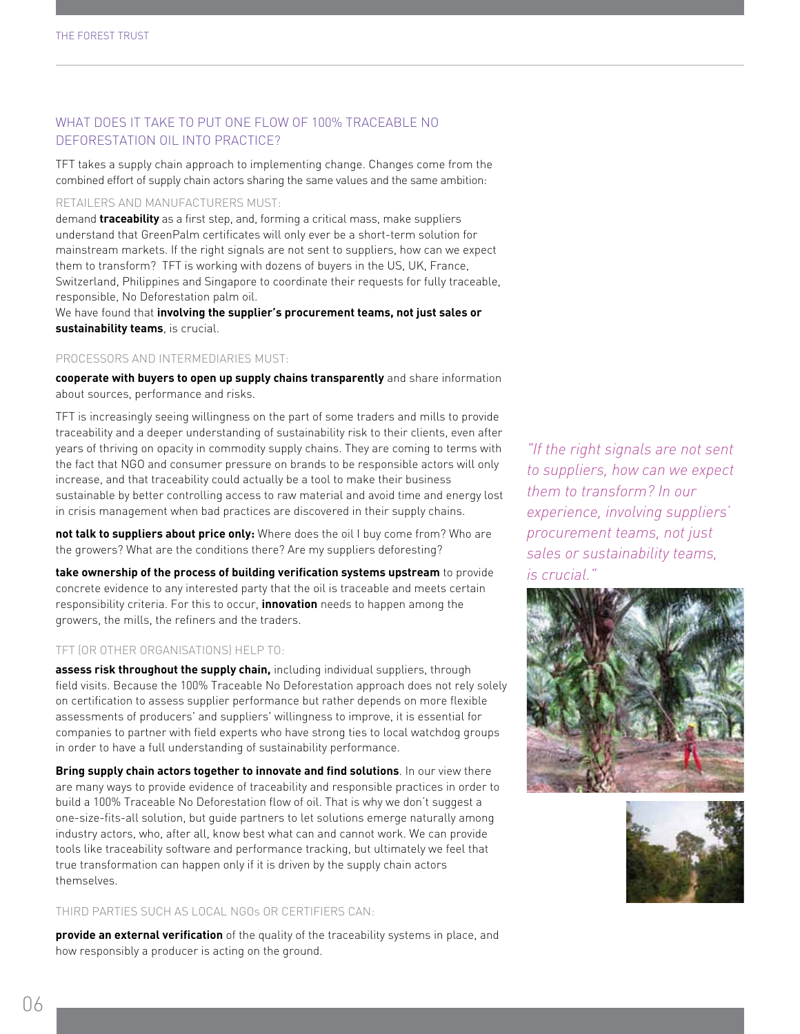## WHAT DOES IT TAKE TO PUT ONE FLOW OF 100% TRACEABLE NO DEFORESTATION OIL INTO PRACTICE?

TFT takes a supply chain approach to implementing change. Changes come from the combined effort of supply chain actors sharing the same values and the same ambition:

### RETAILERS AND MANUFACTURERS MUST:

demand **traceability** as a first step, and, forming a critical mass, make suppliers understand that GreenPalm certificates will only ever be a short-term solution for mainstream markets. If the right signals are not sent to suppliers, how can we expect them to transform? TFT is working with dozens of buyers in the US, UK, France, Switzerland, Philippines and Singapore to coordinate their requests for fully traceable, responsible, No Deforestation palm oil.

We have found that **involving the supplier's procurement teams, not just sales or sustainability teams**, is crucial.

### PROCESSORS AND INTERMEDIARIES MUST:

**cooperate with buyers to open up supply chains transparently** and share information about sources, performance and risks.

TFT is increasingly seeing willingness on the part of some traders and mills to provide traceability and a deeper understanding of sustainability risk to their clients, even after years of thriving on opacity in commodity supply chains. They are coming to terms with the fact that NGO and consumer pressure on brands to be responsible actors will only increase, and that traceability could actually be a tool to make their business sustainable by better controlling access to raw material and avoid time and energy lost in crisis management when bad practices are discovered in their supply chains.

**not talk to suppliers about price only:** Where does the oil I buy come from? Who are the growers? What are the conditions there? Are my suppliers deforesting?

**take ownership of the process of building verification systems upstream** to provide concrete evidence to any interested party that the oil is traceable and meets certain responsibility criteria. For this to occur, **innovation** needs to happen among the growers, the mills, the refiners and the traders.

### TFT (OR OTHER ORGANISATIONS) HELP TO:

**assess risk throughout the supply chain,** including individual suppliers, through field visits. Because the 100% Traceable No Deforestation approach does not rely solely on certification to assess supplier performance but rather depends on more flexible assessments of producers' and suppliers' willingness to improve, it is essential for companies to partner with field experts who have strong ties to local watchdog groups in order to have a full understanding of sustainability performance.

**Bring supply chain actors together to innovate and find solutions**. In our view there are many ways to provide evidence of traceability and responsible practices in order to build a 100% Traceable No Deforestation flow of oil. That is why we don't suggest a one-size-fits-all solution, but guide partners to let solutions emerge naturally among industry actors, who, after all, know best what can and cannot work. We can provide tools like traceability software and performance tracking, but ultimately we feel that true transformation can happen only if it is driven by the supply chain actors themselves.

### THIRD PARTIES SUCH AS LOCAL NGOs OR CERTIFIERS CAN:

**provide an external verification** of the quality of the traceability systems in place, and how responsibly a producer is acting on the ground.

*"If the right signals are not sent to suppliers, how can we expect them to transform? In our experience, involving suppliers' procurement teams, not just sales or sustainability teams, is crucial."*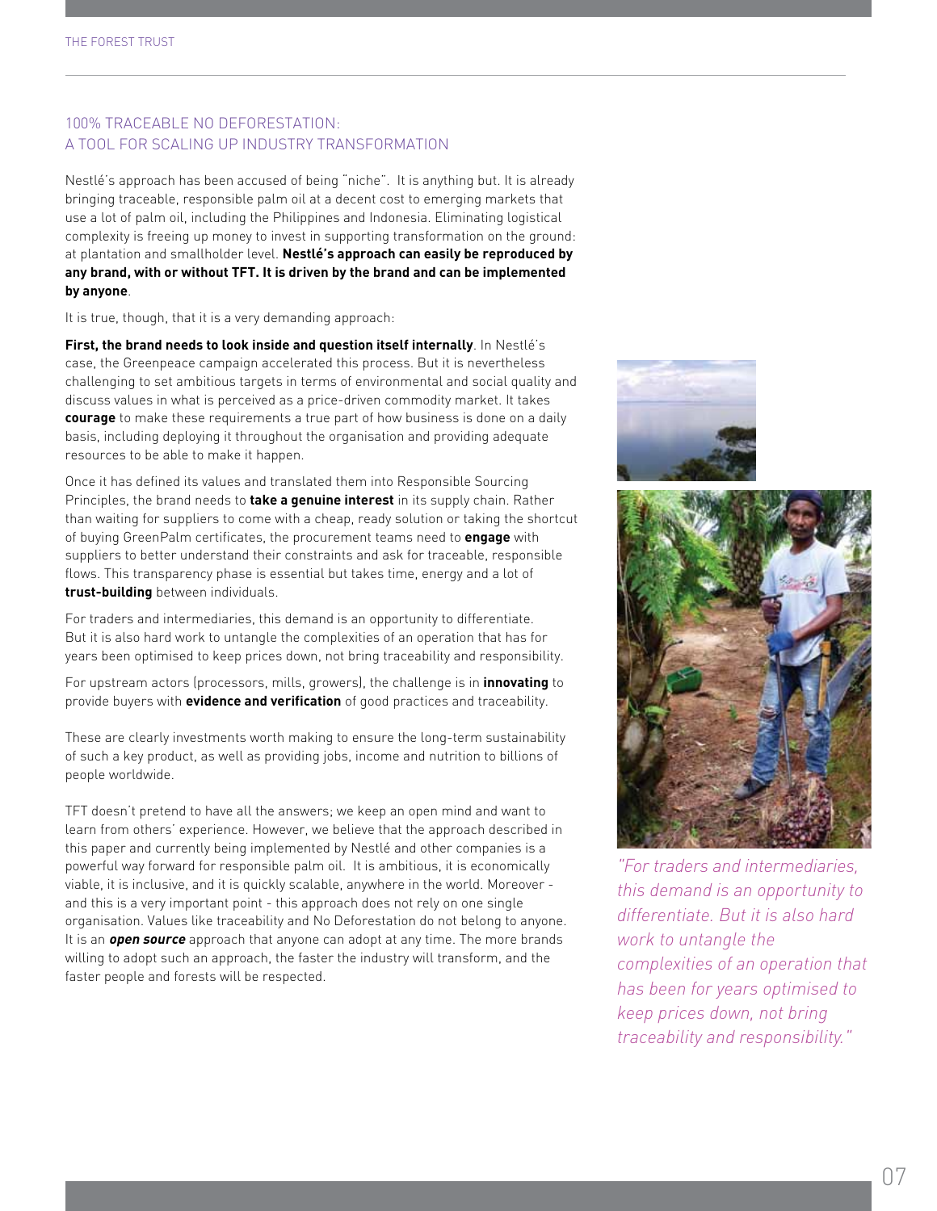## 100% TRACEABLE NO DEFORESTATION: A TOOL FOR SCALING UP INDUSTRY TRANSFORMATION

Nestlé's approach has been accused of being "niche". It is anything but. It is already bringing traceable, responsible palm oil at a decent cost to emerging markets that use a lot of palm oil, including the Philippines and Indonesia. Eliminating logistical complexity is freeing up money to invest in supporting transformation on the ground: at plantation and smallholder level. **Nestlé's approach can easily be reproduced by any brand, with or without TFT. It is driven by the brand and can be implemented by anyone**.

It is true, though, that it is a very demanding approach:

**First, the brand needs to look inside and question itself internally**. In Nestlé's case, the Greenpeace campaign accelerated this process. But it is nevertheless challenging to set ambitious targets in terms of environmental and social quality and discuss values in what is perceived as a price-driven commodity market. It takes **courage** to make these requirements a true part of how business is done on a daily basis, including deploying it throughout the organisation and providing adequate resources to be able to make it happen.

Once it has defined its values and translated them into Responsible Sourcing Principles, the brand needs to **take a genuine interest** in its supply chain. Rather than waiting for suppliers to come with a cheap, ready solution or taking the shortcut of buying GreenPalm certificates, the procurement teams need to **engage** with suppliers to better understand their constraints and ask for traceable, responsible flows. This transparency phase is essential but takes time, energy and a lot of **trust-building** between individuals.

For traders and intermediaries, this demand is an opportunity to differentiate. But it is also hard work to untangle the complexities of an operation that has for years been optimised to keep prices down, not bring traceability and responsibility.

For upstream actors (processors, mills, growers), the challenge is in **innovating** to provide buyers with **evidence and verification** of good practices and traceability.

These are clearly investments worth making to ensure the long-term sustainability of such a key product, as well as providing jobs, income and nutrition to billions of people worldwide.

TFT doesn't pretend to have all the answers; we keep an open mind and want to learn from others' experience. However, we believe that the approach described in this paper and currently being implemented by Nestlé and other companies is a powerful way forward for responsible palm oil. It is ambitious, it is economically viable, it is inclusive, and it is quickly scalable, anywhere in the world. Moreover - and this is a very important point - this approach does not rely on one single organisation. Values like traceability and No Deforestation do not belong to anyone. It is an ***open source*** approach that anyone can adopt at any time. The more brands willing to adopt such an approach, the faster the industry will transform, and the faster people and forests will be respected.

*"For traders and intermediaries, this demand is an opportunity to differentiate. But it is also hard work to untangle the complexities of an operation that has been for years optimised to keep prices down, not bring traceability and responsibility."*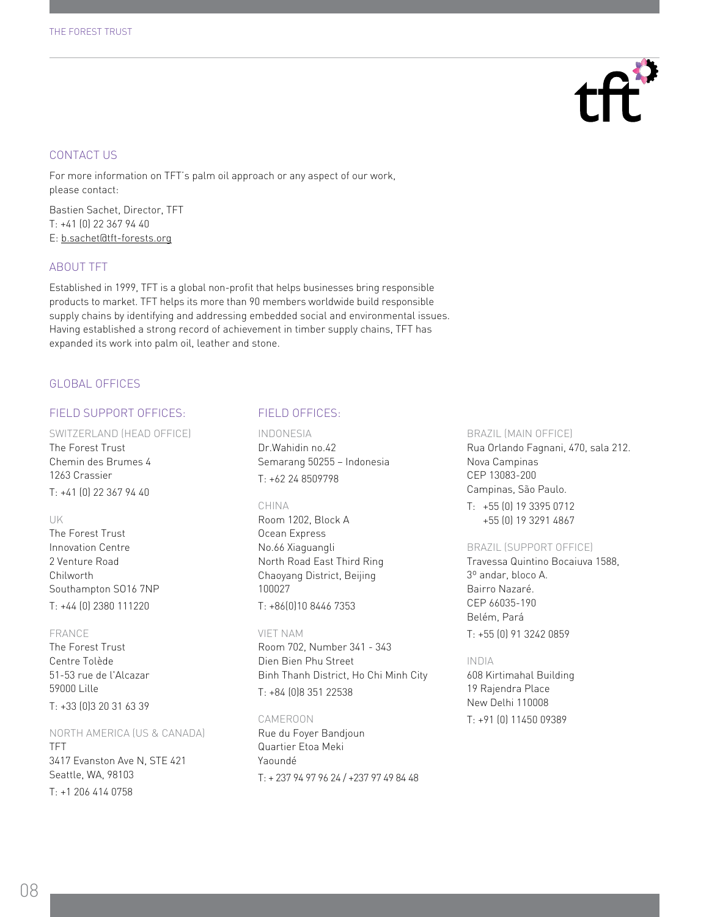## CONTACT US

For more information on TFT's palm oil approach or any aspect of our work, please contact:

Bastien Sachet, Director, TFT
T: +41 (0) 22 367 94 40
E: b.sachet@tft-forests.org

## ABOUT TFT

Established in 1999, TFT is a global non-profit that helps businesses bring responsible products to market. TFT helps its more than 90 members worldwide build responsible supply chains by identifying and addressing embedded social and environmental issues. Having established a strong record of achievement in timber supply chains, TFT has expanded its work into palm oil, leather and stone.

## GLOBAL OFFICES

### FIELD SUPPORT OFFICES:

SWITZERLAND (HEAD OFFICE)
The Forest Trust
Chemin des Brumes 4
1263 Crassier
T: +41 (0) 22 367 94 40

UK
The Forest Trust
Innovation Centre
2 Venture Road
Chilworth
Southampton SO16 7NP
T: +44 (0) 2380 111220

FRANCE
The Forest Trust
Centre Tolède
51-53 rue de l'Alcazar
59000 Lille
T: +33 (0)3 20 31 63 39

NORTH AMERICA (US & CANADA)
TFT
3417 Evanston Ave N, STE 421
Seattle, WA, 98103
T: +1 206 414 0758

### FIELD OFFICES:

INDONESIA
Dr.Wahidin no.42
Semarang 50255 – Indonesia
T: +62 24 8509798

CHINA
Room 1202, Block A
Ocean Express
No.66 Xiaguangli
North Road East Third Ring
Chaoyang District, Beijing
100027
T: +86(0)10 8446 7353

VIET NAM
Room 702, Number 341 - 343
Dien Bien Phu Street
Binh Thanh District, Ho Chi Minh City
T: +84 (0)8 351 22538

CAMEROON
Rue du Foyer Bandjoun
Quartier Etoa Meki
Yaoundé
T: + 237 94 97 96 24 / +237 97 49 84 48

BRAZIL (MAIN OFFICE)
Rua Orlando Fagnani, 470, sala 212.
Nova Campinas
CEP 13083-200
Campinas, São Paulo.
T: +55 (0) 19 3395 0712
+55 (0) 19 3291 4867

BRAZIL (SUPPORT OFFICE)
Travessa Quintino Bocaiuva 1588,
3º andar, bloco A.
Bairro Nazaré.
CEP 66035-190
Belém, Pará
T: +55 (0) 91 3242 0859

INDIA
608 Kirtimahal Building
19 Rajendra Place
New Delhi 110008
T: +91 (0) 11450 09389